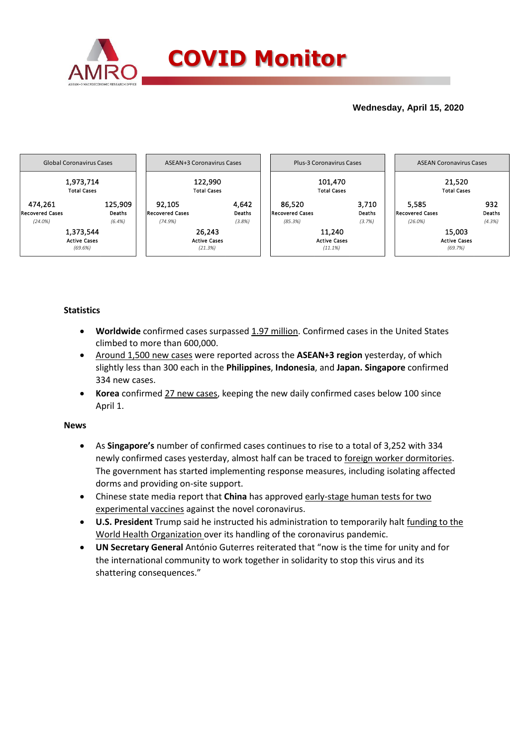# COVID Monitor

**Wednesday, April 15, 2020**

| Global Coronavirus Cases | ASEAN+3 Coronavirus Cases | Plus-3 Coronavirus Cases | ASEAN Coronavirus Cases |
|---|---|---|---|
| 1,973,714 Total Cases | 122,990 Total Cases | 101,470 Total Cases | 21,520 Total Cases |
| 474,261 Recovered Cases *(24.0%)* | 92,105 Recovered Cases *(74.9%)* | 86,520 Recovered Cases *(85.3%)* | 5,585 Recovered Cases *(26.0%)* |
| 125,909 Deaths *(6.4%)* | 4,642 Deaths *(3.8%)* | 3,710 Deaths *(3.7%)* | 932 Deaths *(4.3%)* |
| 1,373,544 Active Cases *(69.6%)* | 26,243 Active Cases *(21.3%)* | 11,240 Active Cases *(11.1%)* | 15,003 Active Cases *(69.7%)* |

**Statistics**

- **Worldwide** confirmed cases surpassed 1.97 million. Confirmed cases in the United States climbed to more than 600,000.
- Around 1,500 new cases were reported across the **ASEAN+3 region** yesterday, of which slightly less than 300 each in the **Philippines**, **Indonesia**, and **Japan. Singapore** confirmed 334 new cases.
- **Korea** confirmed 27 new cases, keeping the new daily confirmed cases below 100 since April 1.

**News**

- As **Singapore's** number of confirmed cases continues to rise to a total of 3,252 with 334 newly confirmed cases yesterday, almost half can be traced to foreign worker dormitories. The government has started implementing response measures, including isolating affected dorms and providing on-site support.
- Chinese state media report that **China** has approved early-stage human tests for two experimental vaccines against the novel coronavirus.
- **U.S. President** Trump said he instructed his administration to temporarily halt funding to the World Health Organization over its handling of the coronavirus pandemic.
- **UN Secretary General** António Guterres reiterated that "now is the time for unity and for the international community to work together in solidarity to stop this virus and its shattering consequences."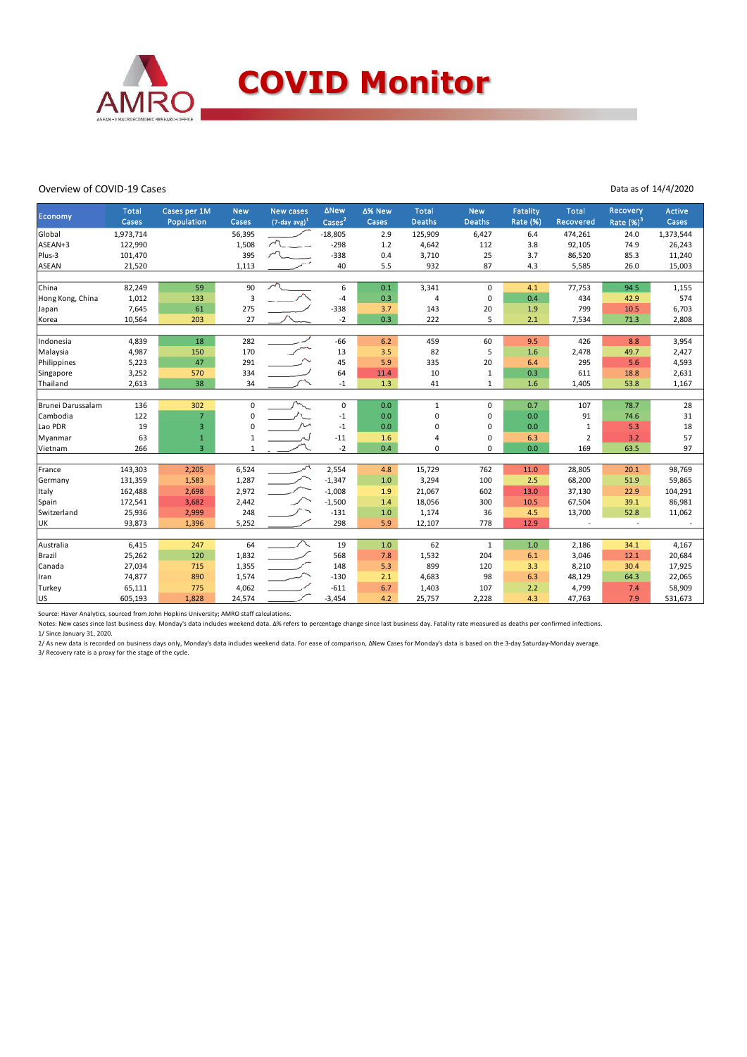# COVID Monitor

Overview of COVID-19 Cases

Data as of 14/4/2020

| Economy | Total Cases | Cases per 1M Population | New Cases | New cases (7-day avg)[1] | ΔNew Cases[2] | Δ% New Cases | Total Deaths | New Deaths | Fatality Rate (%) | Total Recovered | Recovery Rate (%)[3] | Active Cases |
|---|---|---|---|---|---|---|---|---|---|---|---|---|
| Global | 1,973,714 | | 56,395 | | -18,805 | 2.9 | 125,909 | 6,427 | 6.4 | 474,261 | 24.0 | 1,373,544 |
| ASEAN+3 | 122,990 | | 1,508 | | -298 | 1.2 | 4,642 | 112 | 3.8 | 92,105 | 74.9 | 26,243 |
| Plus-3 | 101,470 | | 395 | | -338 | 0.4 | 3,710 | 25 | 3.7 | 86,520 | 85.3 | 11,240 |
| ASEAN | 21,520 | | 1,113 | | 40 | 5.5 | 932 | 87 | 4.3 | 5,585 | 26.0 | 15,003 |
| | | | | | | | | | | | | |
| China | 82,249 | 59 | 90 | | 6 | 0.1 | 3,341 | 0 | 4.1 | 77,753 | 94.5 | 1,155 |
| Hong Kong, China | 1,012 | 133 | 3 | | -4 | 0.3 | 4 | 0 | 0.4 | 434 | 42.9 | 574 |
| Japan | 7,645 | 61 | 275 | | -338 | 3.7 | 143 | 20 | 1.9 | 799 | 10.5 | 6,703 |
| Korea | 10,564 | 203 | 27 | | -2 | 0.3 | 222 | 5 | 2.1 | 7,534 | 71.3 | 2,808 |
| | | | | | | | | | | | | |
| Indonesia | 4,839 | 18 | 282 | | -66 | 6.2 | 459 | 60 | 9.5 | 426 | 8.8 | 3,954 |
| Malaysia | 4,987 | 150 | 170 | | 13 | 3.5 | 82 | 5 | 1.6 | 2,478 | 49.7 | 2,427 |
| Philippines | 5,223 | 47 | 291 | | 45 | 5.9 | 335 | 20 | 6.4 | 295 | 5.6 | 4,593 |
| Singapore | 3,252 | 570 | 334 | | 64 | 11.4 | 10 | 1 | 0.3 | 611 | 18.8 | 2,631 |
| Thailand | 2,613 | 38 | 34 | | -1 | 1.3 | 41 | 1 | 1.6 | 1,405 | 53.8 | 1,167 |
| | | | | | | | | | | | | |
| Brunei Darussalam | 136 | 302 | 0 | | 0 | 0.0 | 1 | 0 | 0.7 | 107 | 78.7 | 28 |
| Cambodia | 122 | 7 | 0 | | -1 | 0.0 | 0 | 0 | 0.0 | 91 | 74.6 | 31 |
| Lao PDR | 19 | 3 | 0 | | -1 | 0.0 | 0 | 0 | 0.0 | 1 | 5.3 | 18 |
| Myanmar | 63 | 1 | 1 | | -11 | 1.6 | 4 | 0 | 6.3 | 2 | 3.2 | 57 |
| Vietnam | 266 | 3 | 1 | | -2 | 0.4 | 0 | 0 | 0.0 | 169 | 63.5 | 97 |
| | | | | | | | | | | | | |
| France | 143,303 | 2,205 | 6,524 | | 2,554 | 4.8 | 15,729 | 762 | 11.0 | 28,805 | 20.1 | 98,769 |
| Germany | 131,359 | 1,583 | 1,287 | | -1,347 | 1.0 | 3,294 | 100 | 2.5 | 68,200 | 51.9 | 59,865 |
| Italy | 162,488 | 2,698 | 2,972 | | -1,008 | 1.9 | 21,067 | 602 | 13.0 | 37,130 | 22.9 | 104,291 |
| Spain | 172,541 | 3,682 | 2,442 | | -1,500 | 1.4 | 18,056 | 300 | 10.5 | 67,504 | 39.1 | 86,981 |
| Switzerland | 25,936 | 2,999 | 248 | | -131 | 1.0 | 1,174 | 36 | 4.5 | 13,700 | 52.8 | 11,062 |
| UK | 93,873 | 1,396 | 5,252 | | 298 | 5.9 | 12,107 | 778 | 12.9 | - | - | - |
| | | | | | | | | | | | | |
| Australia | 6,415 | 247 | 64 | | 19 | 1.0 | 62 | 1 | 1.0 | 2,186 | 34.1 | 4,167 |
| Brazil | 25,262 | 120 | 1,832 | | 568 | 7.8 | 1,532 | 204 | 6.1 | 3,046 | 12.1 | 20,684 |
| Canada | 27,034 | 715 | 1,355 | | 148 | 5.3 | 899 | 120 | 3.3 | 8,210 | 30.4 | 17,925 |
| Iran | 74,877 | 890 | 1,574 | | -130 | 2.1 | 4,683 | 98 | 6.3 | 48,129 | 64.3 | 22,065 |
| Turkey | 65,111 | 775 | 4,062 | | -611 | 6.7 | 1,403 | 107 | 2.2 | 4,799 | 7.4 | 58,909 |
| US | 605,193 | 1,828 | 24,574 | | -3,454 | 4.2 | 25,757 | 2,228 | 4.3 | 47,763 | 7.9 | 531,673 |

Source: Haver Analytics, sourced from John Hopkins University; AMRO staff calculations.

Notes: New cases since last business day. Monday's data includes weekend data. Δ% refers to percentage change since last business day. Fatality rate measured as deaths per confirmed infections.

1/ Since January 31, 2020.

2/ As new data is recorded on business days only, Monday's data includes weekend data. For ease of comparison, ΔNew Cases for Monday's data is based on the 3-day Saturday-Monday average.

3/ Recovery rate is a proxy for the stage of the cycle.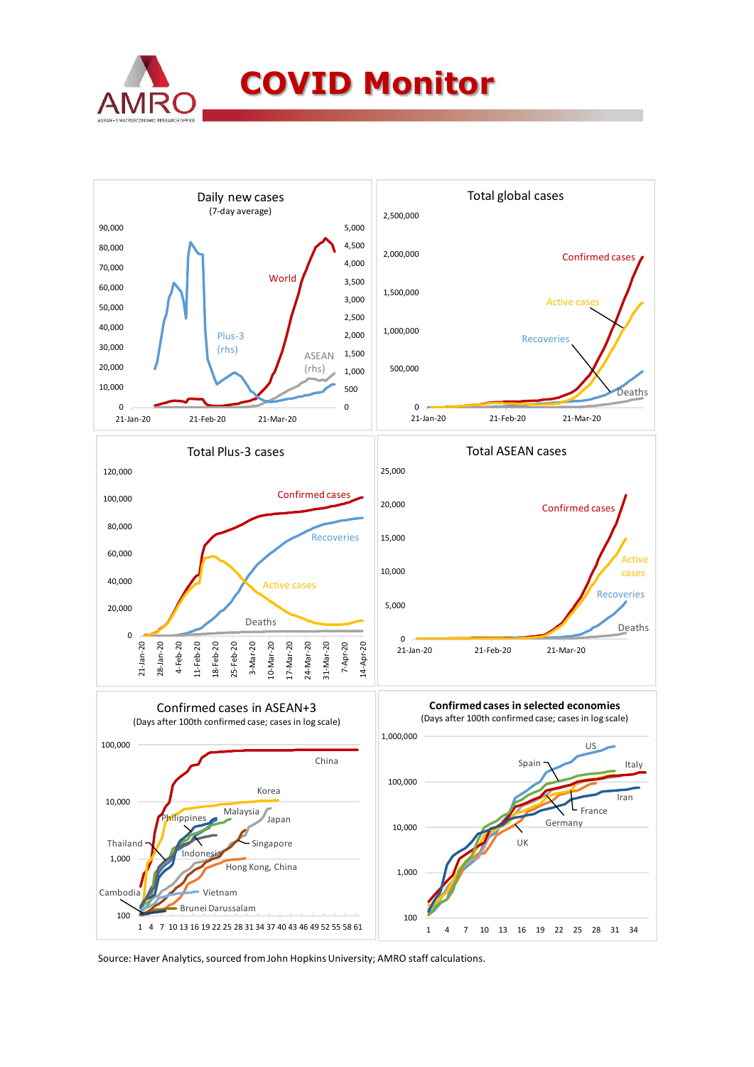# COVID Monitor

AMRO

ASEAN+3 MACROECONOMIC RESEARCH OFFICE

Daily new cases
(7-day average)

90,000
80,000
70,000
60,000
50,000
40,000
30,000
20,000
10,000
0

5,000
4,500
4,000
3,500
3,000
2,500
2,000
1,500
1,000
500
0

21-Jan-20
21-Feb-20
21-Mar-20

World
Plus-3 (rhs)
ASEAN (rhs)

Total global cases

2,500,000
2,000,000
1,500,000
1,000,000
500,000
0

21-Jan-20
21-Feb-20
21-Mar-20

Confirmed cases
Active cases
Recoveries
Deaths

Total Plus-3 cases

120,000
100,000
80,000
60,000
40,000
20,000
0

21-Jan-20
28-Jan-20
4-Feb-20
11-Feb-20
18-Feb-20
25-Feb-20
3-Mar-20
10-Mar-20
17-Mar-20
24-Mar-20
31-Mar-20
7-Apr-20
14-Apr-20

Confirmed cases
Recoveries
Active cases
Deaths

Total ASEAN cases

25,000
20,000
15,000
10,000
5,000
0

21-Jan-20
21-Feb-20
21-Mar-20

Confirmed cases
Active cases
Recoveries
Deaths

Confirmed cases in ASEAN+3
(Days after 100th confirmed case; cases in log scale)

100,000
10,000
1,000
100

1 4 7 10 13 16 19 22 25 28 31 34 37 40 43 46 49 52 55 58 61

China
Korea
Malaysia
Japan
Philippines
Thailand
Indonesia
Singapore
Hong Kong, China
Cambodia
Vietnam
Brunei Darussalam

**Confirmed cases in selected economies**
(Days after 100th confirmed case; cases in log scale)

1,000,000
100,000
10,000
1,000
100

1 4 7 10 13 16 19 22 25 28 31 34

US
Spain
Italy
Iran
France
Germany
UK

Source: Haver Analytics, sourced from John Hopkins University; AMRO staff calculations.